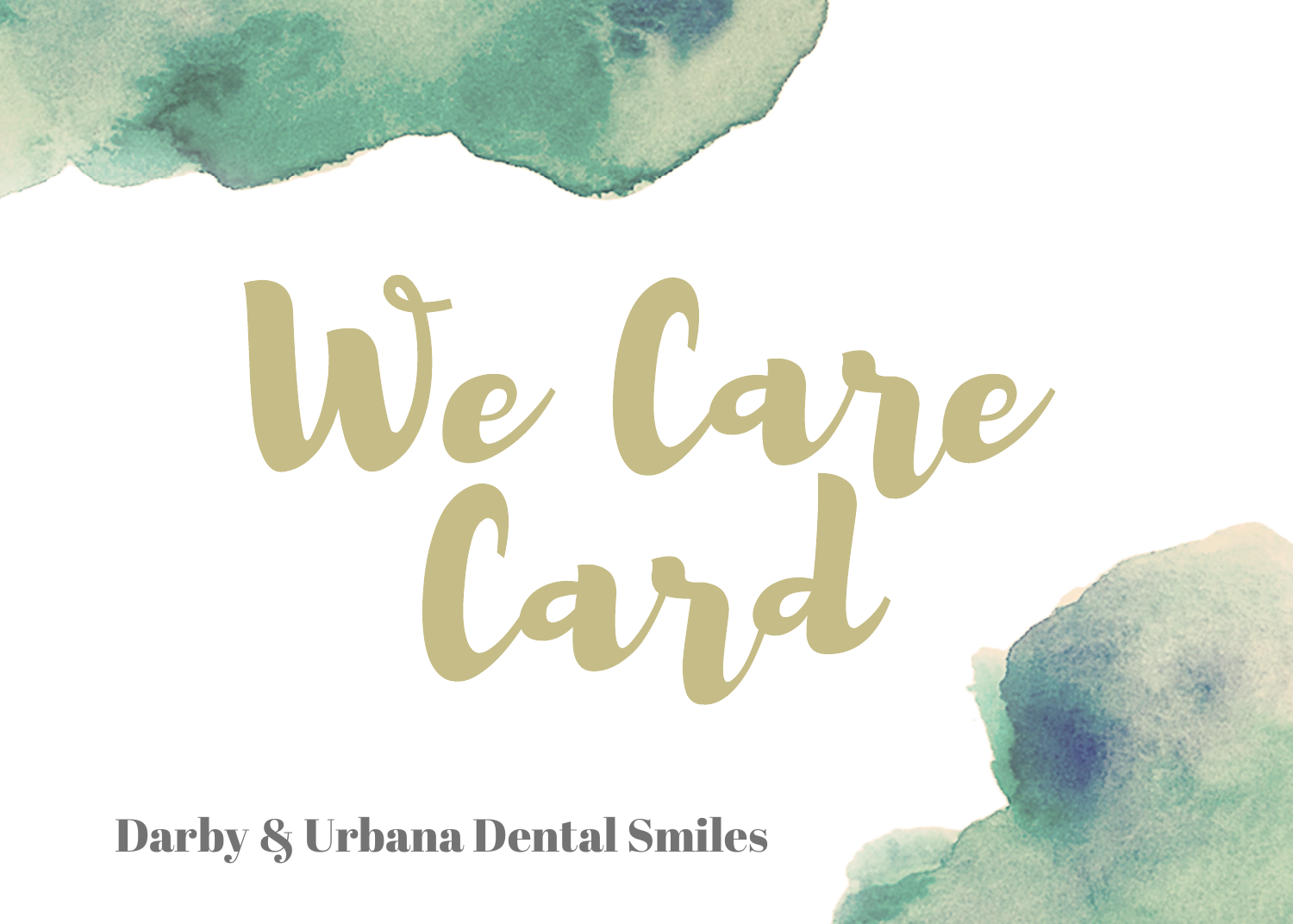# We Care Card

**Darby & Urbana Dental Smiles**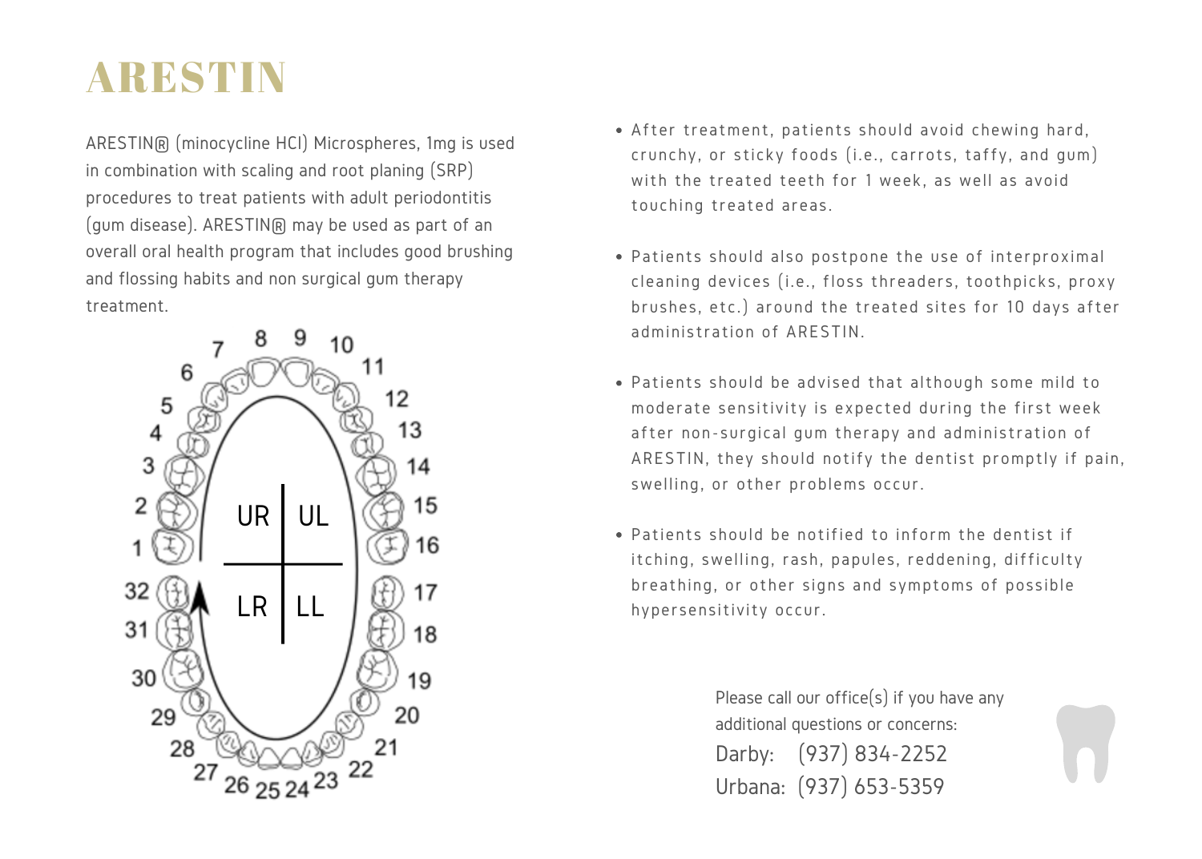# ARESTIN

ARESTIN® (minocycline HCl) Microspheres, 1mg is used in combination with scaling and root planing (SRP) procedures to treat patients with adult periodontitis (gum disease). ARESTIN® may be used as part of an overall oral health program that includes good brushing and flossing habits and non surgical gum therapy treatment.

1 2 3 4 5 6 7 8 9 10 11 12 13 14 15 16

17 18 19 20 21 22 23 24 25 26 27 28 29 30 31 32

UR UL

LR LL

- After treatment, patients should avoid chewing hard, crunchy, or sticky foods (i.e., carrots, taffy, and gum) with the treated teeth for 1 week, as well as avoid touching treated areas.
- Patients should also postpone the use of interproximal cleaning devices (i.e., floss threaders, toothpicks, proxy brushes, etc.) around the treated sites for 10 days after administration of ARESTIN.
- Patients should be advised that although some mild to moderate sensitivity is expected during the first week after non-surgical gum therapy and administration of ARESTIN, they should notify the dentist promptly if pain, swelling, or other problems occur.
- Patients should be notified to inform the dentist if itching, swelling, rash, papules, reddening, difficulty breathing, or other signs and symptoms of possible hypersensitivity occur.

Please call our office(s) if you have any additional questions or concerns:

Darby: (937) 834-2252

Urbana: (937) 653-5359